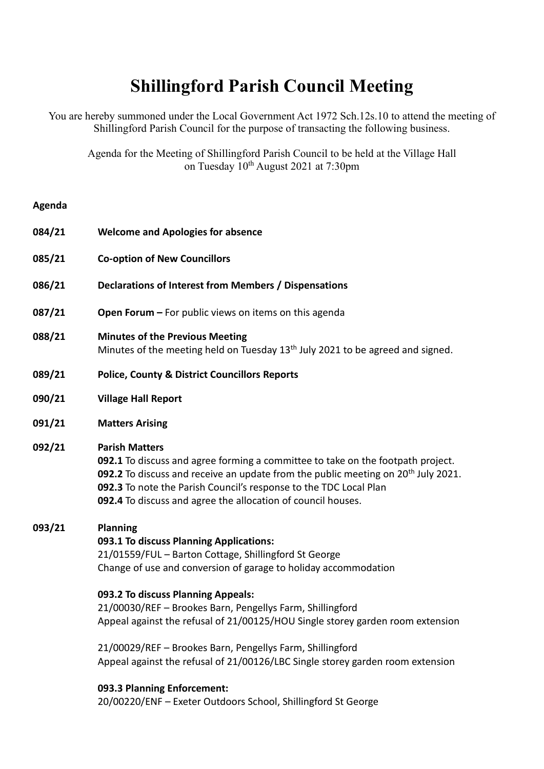# Shillingford Parish Council Meeting

You are hereby summoned under the Local Government Act 1972 Sch.12s.10 to attend the meeting of Shillingford Parish Council for the purpose of transacting the following business.

Agenda for the Meeting of Shillingford Parish Council to be held at the Village Hall on Tuesday 10th August 2021 at 7:30pm

**Agenda**

**084/21** **Welcome and Apologies for absence**

**085/21** **Co-option of New Councillors**

**086/21** **Declarations of Interest from Members / Dispensations**

**087/21** **Open Forum –** For public views on items on this agenda

**088/21** **Minutes of the Previous Meeting**
Minutes of the meeting held on Tuesday 13th July 2021 to be agreed and signed.

**089/21** **Police, County & District Councillors Reports**

**090/21** **Village Hall Report**

**091/21** **Matters Arising**

**092/21** **Parish Matters**
**092.1** To discuss and agree forming a committee to take on the footpath project.
**092.2** To discuss and receive an update from the public meeting on 20th July 2021.
**092.3** To note the Parish Council's response to the TDC Local Plan
**092.4** To discuss and agree the allocation of council houses.

**093/21** **Planning**

**093.1 To discuss Planning Applications:**
21/01559/FUL – Barton Cottage, Shillingford St George
Change of use and conversion of garage to holiday accommodation

**093.2 To discuss Planning Appeals:**
21/00030/REF – Brookes Barn, Pengellys Farm, Shillingford
Appeal against the refusal of 21/00125/HOU Single storey garden room extension

21/00029/REF – Brookes Barn, Pengellys Farm, Shillingford
Appeal against the refusal of 21/00126/LBC Single storey garden room extension

**093.3 Planning Enforcement:**
20/00220/ENF – Exeter Outdoors School, Shillingford St George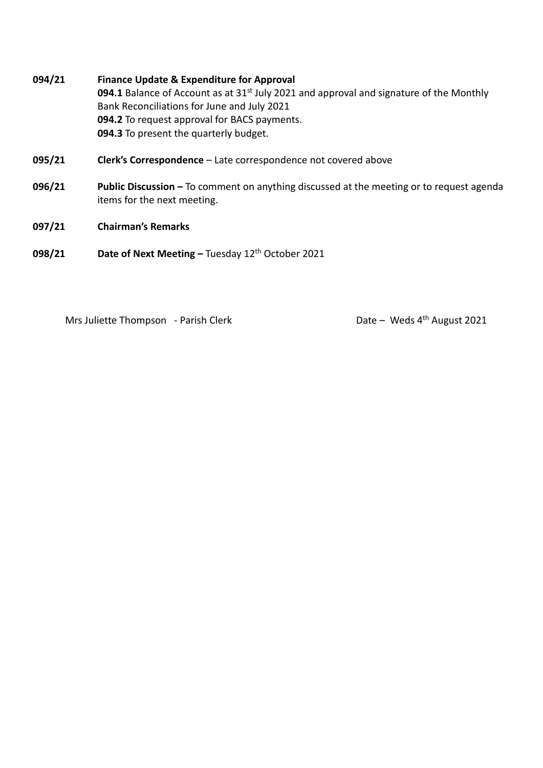**094/21** **Finance Update & Expenditure for Approval**

**094.1** Balance of Account as at 31st July 2021 and approval and signature of the Monthly Bank Reconciliations for June and July 2021

**094.2** To request approval for BACS payments.

**094.3** To present the quarterly budget.

**095/21** **Clerk's Correspondence** – Late correspondence not covered above

**096/21** **Public Discussion –** To comment on anything discussed at the meeting or to request agenda items for the next meeting.

**097/21** **Chairman's Remarks**

**098/21** **Date of Next Meeting –** Tuesday 12th October 2021

Mrs Juliette Thompson - Parish Clerk

Date – Weds 4th August 2021